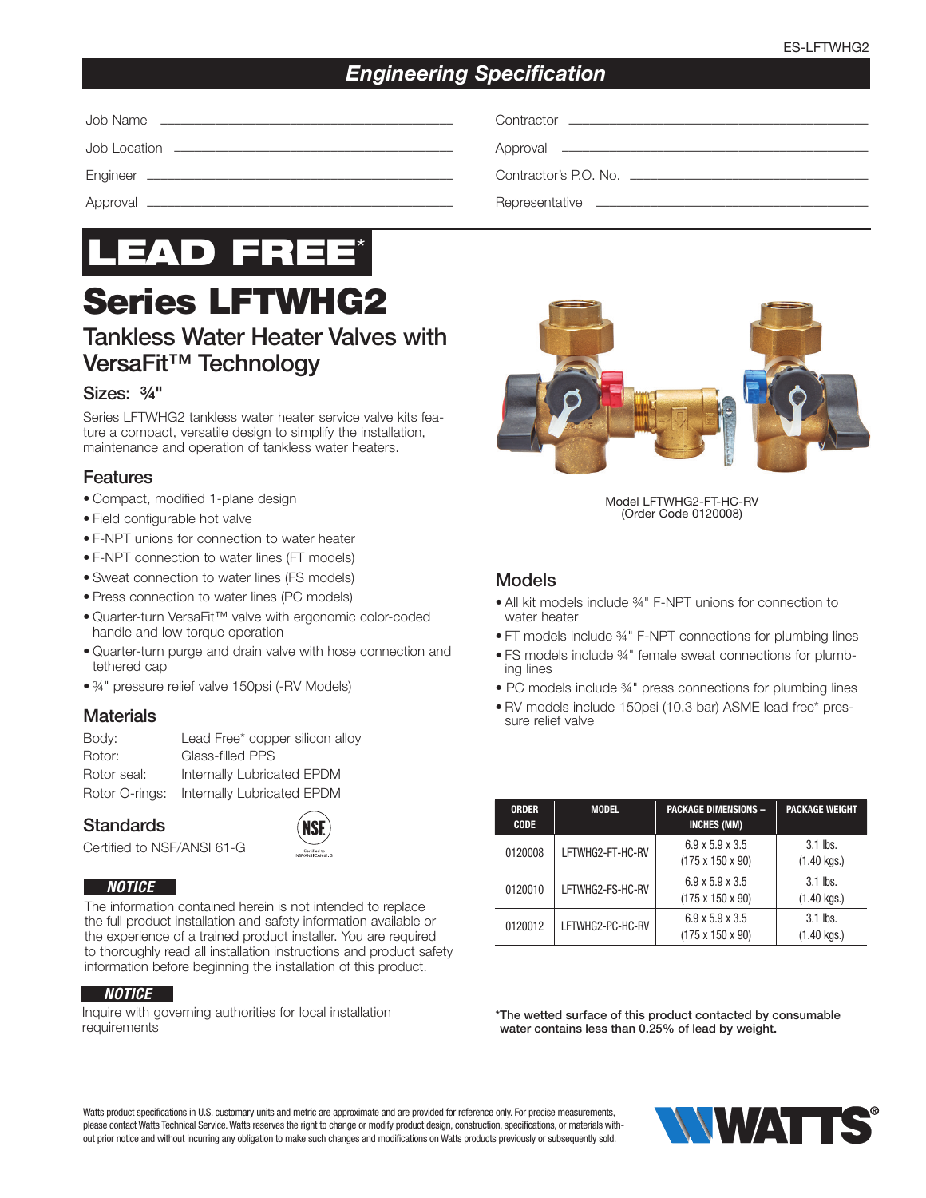# Engineering Specification

Job Name ______________________ Contractor ______________________

Job Location ______________________ Approval ______________________

Engineer ______________________ Contractor's P.O. No. ______________________

Approval ______________________ Representative ______________________

**LEAD FREE***

# Series LFTWHG2

## Tankless Water Heater Valves with VersaFit™ Technology

### Sizes: ¾"

Series LFTWHG2 tankless water heater service valve kits feature a compact, versatile design to simplify the installation, maintenance and operation of tankless water heaters.

## Features

- Compact, modified 1-plane design
- Field configurable hot valve
- F-NPT unions for connection to water heater
- F-NPT connection to water lines (FT models)
- Sweat connection to water lines (FS models)
- Press connection to water lines (PC models)
- Quarter-turn VersaFit™ valve with ergonomic color-coded handle and low torque operation
- Quarter-turn purge and drain valve with hose connection and tethered cap
- ¾" pressure relief valve 150psi (-RV Models)

## Materials

| | |
|---|---|
| Body: | Lead Free* copper silicon alloy |
| Rotor: | Glass-filled PPS |
| Rotor seal: | Internally Lubricated EPDM |
| Rotor O-rings: | Internally Lubricated EPDM |

## Standards

Certified to NSF/ANSI 61-G

***NOTICE***

The information contained herein is not intended to replace the full product installation and safety information available or the experience of a trained product installer. You are required to thoroughly read all installation instructions and product safety information before beginning the installation of this product.

***NOTICE***

Inquire with governing authorities for local installation requirements

Model LFTWHG2-FT-HC-RV
(Order Code 0120008)

## Models

- All kit models include ¾" F-NPT unions for connection to water heater
- FT models include ¾" F-NPT connections for plumbing lines
- FS models include ¾" female sweat connections for plumbing lines
- PC models include ¾" press connections for plumbing lines
- RV models include 150psi (10.3 bar) ASME lead free* pressure relief valve

| ORDER CODE | MODEL | PACKAGE DIMENSIONS – INCHES (MM) | PACKAGE WEIGHT |
|---|---|---|---|
| 0120008 | LFTWHG2-FT-HC-RV | 6.9 x 5.9 x 3.5 (175 x 150 x 90) | 3.1 lbs. (1.40 kgs.) |
| 0120010 | LFTWHG2-FS-HC-RV | 6.9 x 5.9 x 3.5 (175 x 150 x 90) | 3.1 lbs. (1.40 kgs.) |
| 0120012 | LFTWHG2-PC-HC-RV | 6.9 x 5.9 x 3.5 (175 x 150 x 90) | 3.1 lbs. (1.40 kgs.) |

***The wetted surface of this product contacted by consumable water contains less than 0.25% of lead by weight.**

Watts product specifications in U.S. customary units and metric are approximate and are provided for reference only. For precise measurements, please contact Watts Technical Service. Watts reserves the right to change or modify product design, construction, specifications, or materials without prior notice and without incurring any obligation to make such changes and modifications on Watts products previously or subsequently sold.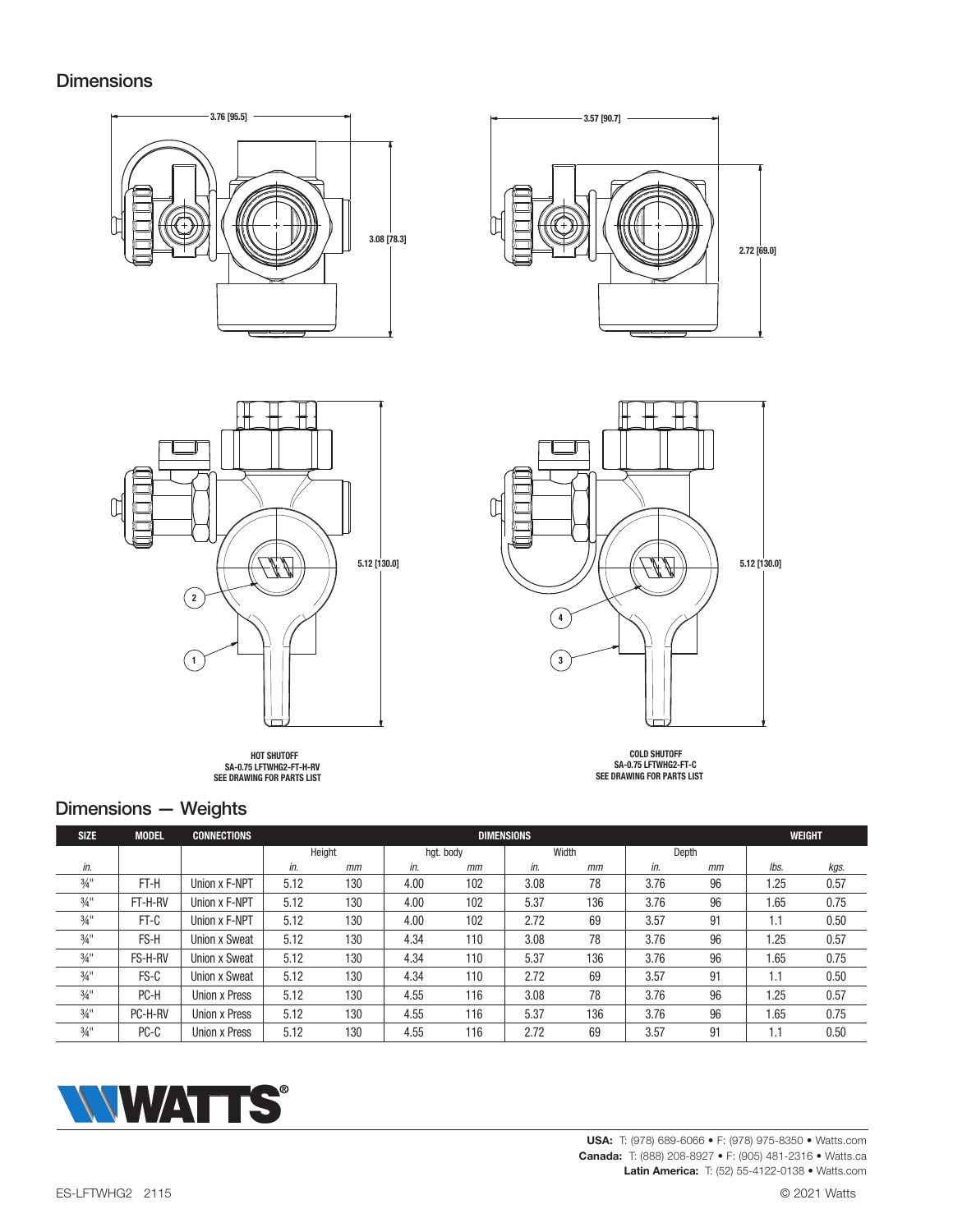## Dimensions

3.76 [95.5]

3.08 [78.3]

3.57 [90.7]

2.72 [69.0]

5.12 [130.0]

5.12 [130.0]

HOT SHUTOFF
SA-0.75 LFTWHG2-FT-H-RV
SEE DRAWING FOR PARTS LIST

COLD SHUTOFF
SA-0.75 LFTWHG2-FT-C
SEE DRAWING FOR PARTS LIST

## Dimensions — Weights

| SIZE | MODEL | CONNECTIONS | DIMENSIONS | | | | | | | | WEIGHT | |
|---|---|---|---|---|---|---|---|---|---|---|---|---|
| | | | Height | | hgt. body | | Width | | Depth | | | |
| *in.* | | | *in.* | *mm* | *in.* | *mm* | *in.* | *mm* | *in.* | *mm* | *lbs.* | *kgs.* |
| ¾" | FT-H | Union x F-NPT | 5.12 | 130 | 4.00 | 102 | 3.08 | 78 | 3.76 | 96 | 1.25 | 0.57 |
| ¾" | FT-H-RV | Union x F-NPT | 5.12 | 130 | 4.00 | 102 | 5.37 | 136 | 3.76 | 96 | 1.65 | 0.75 |
| ¾" | FT-C | Union x F-NPT | 5.12 | 130 | 4.00 | 102 | 2.72 | 69 | 3.57 | 91 | 1.1 | 0.50 |
| ¾" | FS-H | Union x Sweat | 5.12 | 130 | 4.34 | 110 | 3.08 | 78 | 3.76 | 96 | 1.25 | 0.57 |
| ¾" | FS-H-RV | Union x Sweat | 5.12 | 130 | 4.34 | 110 | 5.37 | 136 | 3.76 | 96 | 1.65 | 0.75 |
| ¾" | FS-C | Union x Sweat | 5.12 | 130 | 4.34 | 110 | 2.72 | 69 | 3.57 | 91 | 1.1 | 0.50 |
| ¾" | PC-H | Union x Press | 5.12 | 130 | 4.55 | 116 | 3.08 | 78 | 3.76 | 96 | 1.25 | 0.57 |
| ¾" | PC-H-RV | Union x Press | 5.12 | 130 | 4.55 | 116 | 5.37 | 136 | 3.76 | 96 | 1.65 | 0.75 |
| ¾" | PC-C | Union x Press | 5.12 | 130 | 4.55 | 116 | 2.72 | 69 | 3.57 | 91 | 1.1 | 0.50 |

WATTS®

**USA:** T: (978) 689-6066 • F: (978) 975-8350 • Watts.com
**Canada:** T: (888) 208-8927 • F: (905) 481-2316 • Watts.ca
**Latin America:** T: (52) 55-4122-0138 • Watts.com

ES-LFTWHG2 2115

© 2021 Watts